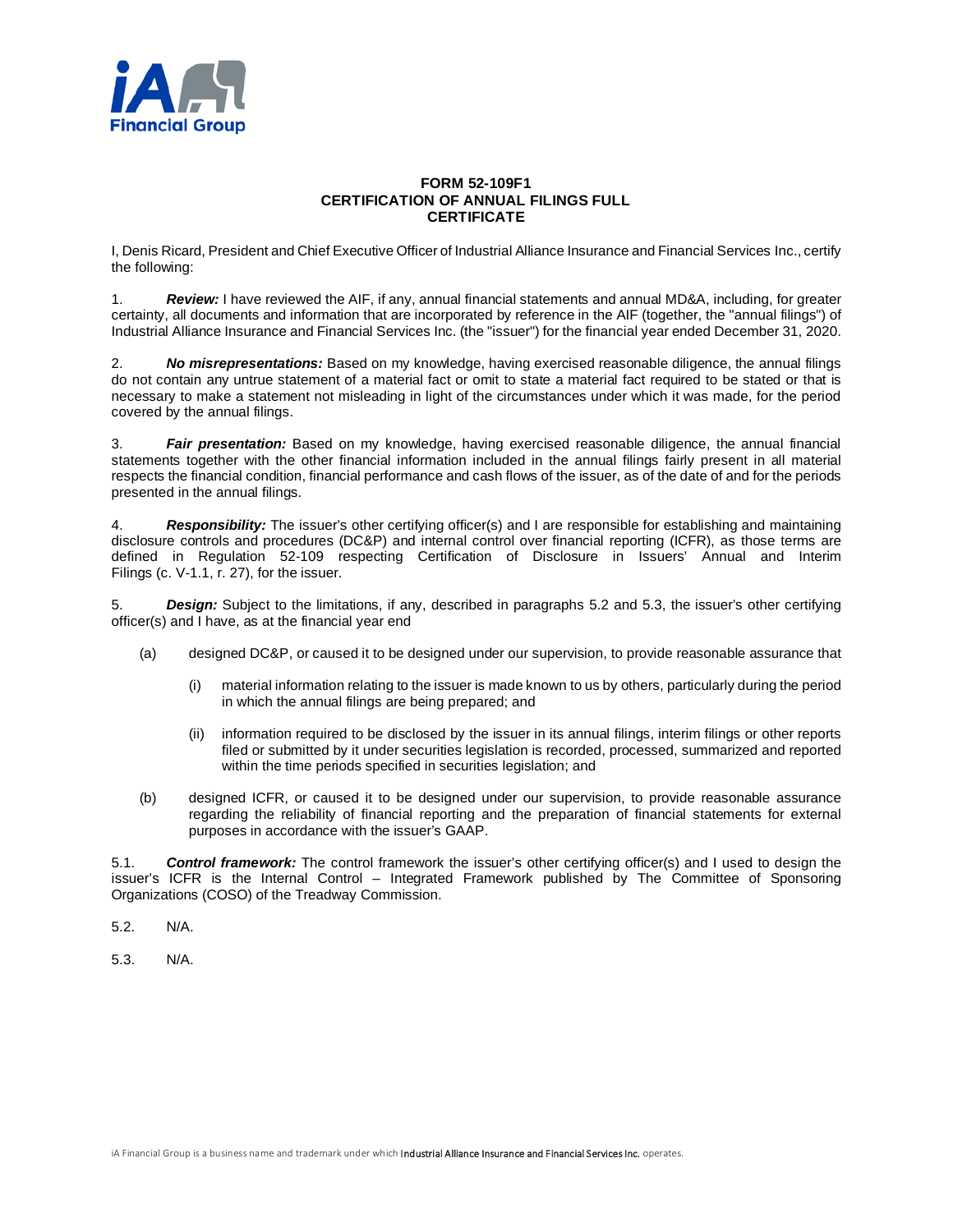**FORM 52-109F1**
**CERTIFICATION OF ANNUAL FILINGS FULL CERTIFICATE**

I, Denis Ricard, President and Chief Executive Officer of Industrial Alliance Insurance and Financial Services Inc., certify the following:

1. ***Review:*** I have reviewed the AIF, if any, annual financial statements and annual MD&A, including, for greater certainty, all documents and information that are incorporated by reference in the AIF (together, the "annual filings") of Industrial Alliance Insurance and Financial Services Inc. (the "issuer") for the financial year ended December 31, 2020.

2. ***No misrepresentations:*** Based on my knowledge, having exercised reasonable diligence, the annual filings do not contain any untrue statement of a material fact or omit to state a material fact required to be stated or that is necessary to make a statement not misleading in light of the circumstances under which it was made, for the period covered by the annual filings.

3. ***Fair presentation:*** Based on my knowledge, having exercised reasonable diligence, the annual financial statements together with the other financial information included in the annual filings fairly present in all material respects the financial condition, financial performance and cash flows of the issuer, as of the date of and for the periods presented in the annual filings.

4. ***Responsibility:*** The issuer's other certifying officer(s) and I are responsible for establishing and maintaining disclosure controls and procedures (DC&P) and internal control over financial reporting (ICFR), as those terms are defined in Regulation 52-109 respecting Certification of Disclosure in Issuers' Annual and Interim Filings (c. V-1.1, r. 27), for the issuer.

5. ***Design:*** Subject to the limitations, if any, described in paragraphs 5.2 and 5.3, the issuer's other certifying officer(s) and I have, as at the financial year end

   (a) designed DC&P, or caused it to be designed under our supervision, to provide reasonable assurance that

      (i) material information relating to the issuer is made known to us by others, particularly during the period in which the annual filings are being prepared; and

      (ii) information required to be disclosed by the issuer in its annual filings, interim filings or other reports filed or submitted by it under securities legislation is recorded, processed, summarized and reported within the time periods specified in securities legislation; and

   (b) designed ICFR, or caused it to be designed under our supervision, to provide reasonable assurance regarding the reliability of financial reporting and the preparation of financial statements for external purposes in accordance with the issuer's GAAP.

5.1. ***Control framework:*** The control framework the issuer's other certifying officer(s) and I used to design the issuer's ICFR is the Internal Control – Integrated Framework published by The Committee of Sponsoring Organizations (COSO) of the Treadway Commission.

5.2. N/A.

5.3. N/A.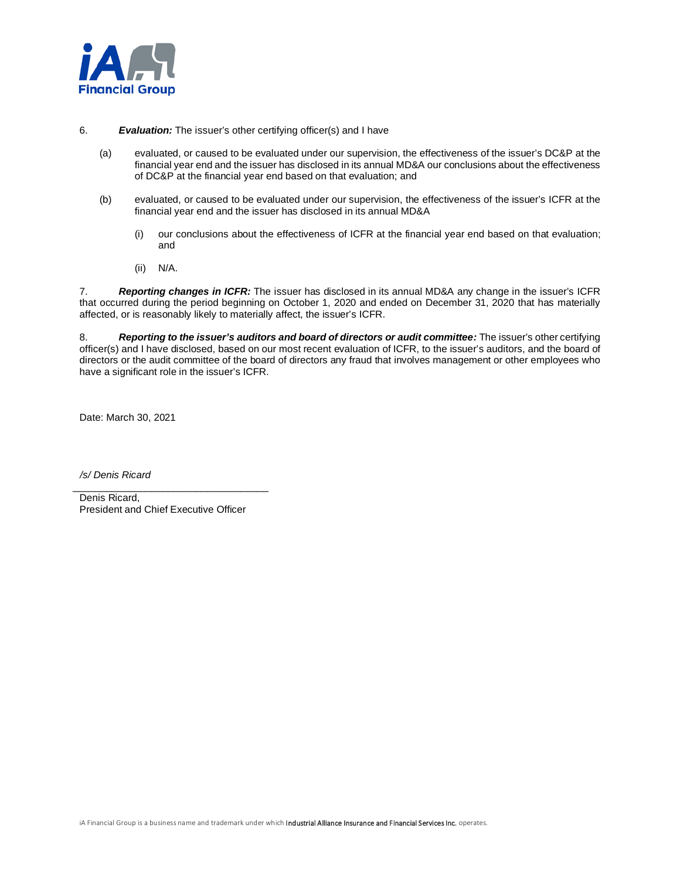6. ***Evaluation:*** The issuer's other certifying officer(s) and I have

(a) evaluated, or caused to be evaluated under our supervision, the effectiveness of the issuer's DC&P at the financial year end and the issuer has disclosed in its annual MD&A our conclusions about the effectiveness of DC&P at the financial year end based on that evaluation; and

(b) evaluated, or caused to be evaluated under our supervision, the effectiveness of the issuer's ICFR at the financial year end and the issuer has disclosed in its annual MD&A

(i) our conclusions about the effectiveness of ICFR at the financial year end based on that evaluation; and

(ii) N/A.

7. ***Reporting changes in ICFR:*** The issuer has disclosed in its annual MD&A any change in the issuer's ICFR that occurred during the period beginning on October 1, 2020 and ended on December 31, 2020 that has materially affected, or is reasonably likely to materially affect, the issuer's ICFR.

8. ***Reporting to the issuer's auditors and board of directors or audit committee:*** The issuer's other certifying officer(s) and I have disclosed, based on our most recent evaluation of ICFR, to the issuer's auditors, and the board of directors or the audit committee of the board of directors any fraud that involves management or other employees who have a significant role in the issuer's ICFR.

Date: March 30, 2021

*/s/ Denis Ricard*

\_\_\_\_\_\_\_\_\_\_\_\_\_\_\_\_\_\_\_\_\_\_\_\_\_\_\_\_\_\_\_\_\_\_

Denis Ricard,
President and Chief Executive Officer

iA Financial Group is a business name and trademark under which Industrial Alliance Insurance and Financial Services Inc. operates.